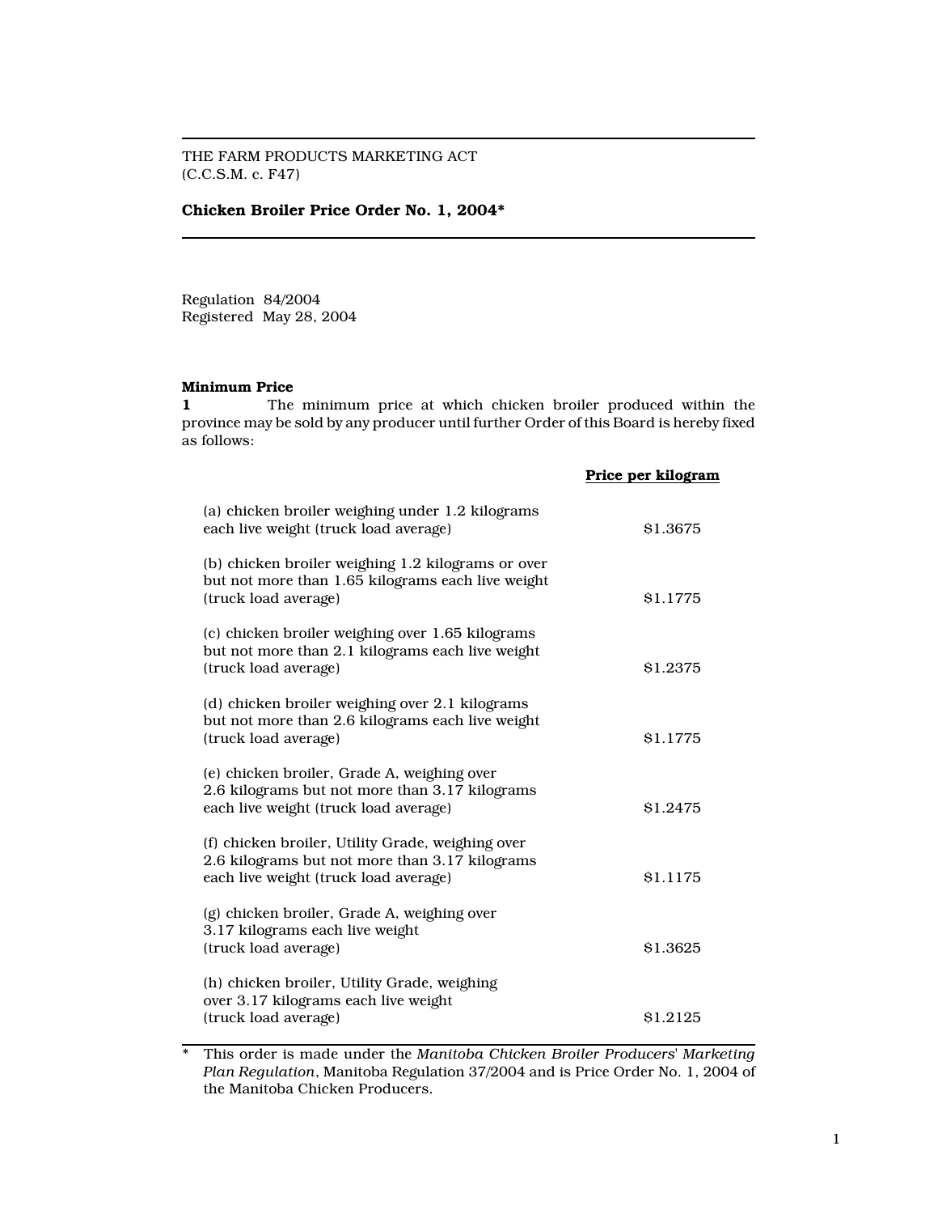THE FARM PRODUCTS MARKETING ACT
(C.C.S.M. c. F47)

**Chicken Broiler Price Order No. 1, 2004***

---

Regulation 84/2004
Registered May 28, 2004

**Minimum Price**

**1** The minimum price at which chicken broiler produced within the province may be sold by any producer until further Order of this Board is hereby fixed as follows:

| | **Price per kilogram** |
|---|---|
| (a) chicken broiler weighing under 1.2 kilograms each live weight (truck load average) | $1.3675 |
| (b) chicken broiler weighing 1.2 kilograms or over but not more than 1.65 kilograms each live weight (truck load average) | $1.1775 |
| (c) chicken broiler weighing over 1.65 kilograms but not more than 2.1 kilograms each live weight (truck load average) | $1.2375 |
| (d) chicken broiler weighing over 2.1 kilograms but not more than 2.6 kilograms each live weight (truck load average) | $1.1775 |
| (e) chicken broiler, Grade A, weighing over 2.6 kilograms but not more than 3.17 kilograms each live weight (truck load average) | $1.2475 |
| (f) chicken broiler, Utility Grade, weighing over 2.6 kilograms but not more than 3.17 kilograms each live weight (truck load average) | $1.1175 |
| (g) chicken broiler, Grade A, weighing over 3.17 kilograms each live weight (truck load average) | $1.3625 |
| (h) chicken broiler, Utility Grade, weighing over 3.17 kilograms each live weight (truck load average) | $1.2125 |

---

\* This order is made under the *Manitoba Chicken Broiler Producers' Marketing Plan Regulation*, Manitoba Regulation 37/2004 and is Price Order No. 1, 2004 of the Manitoba Chicken Producers.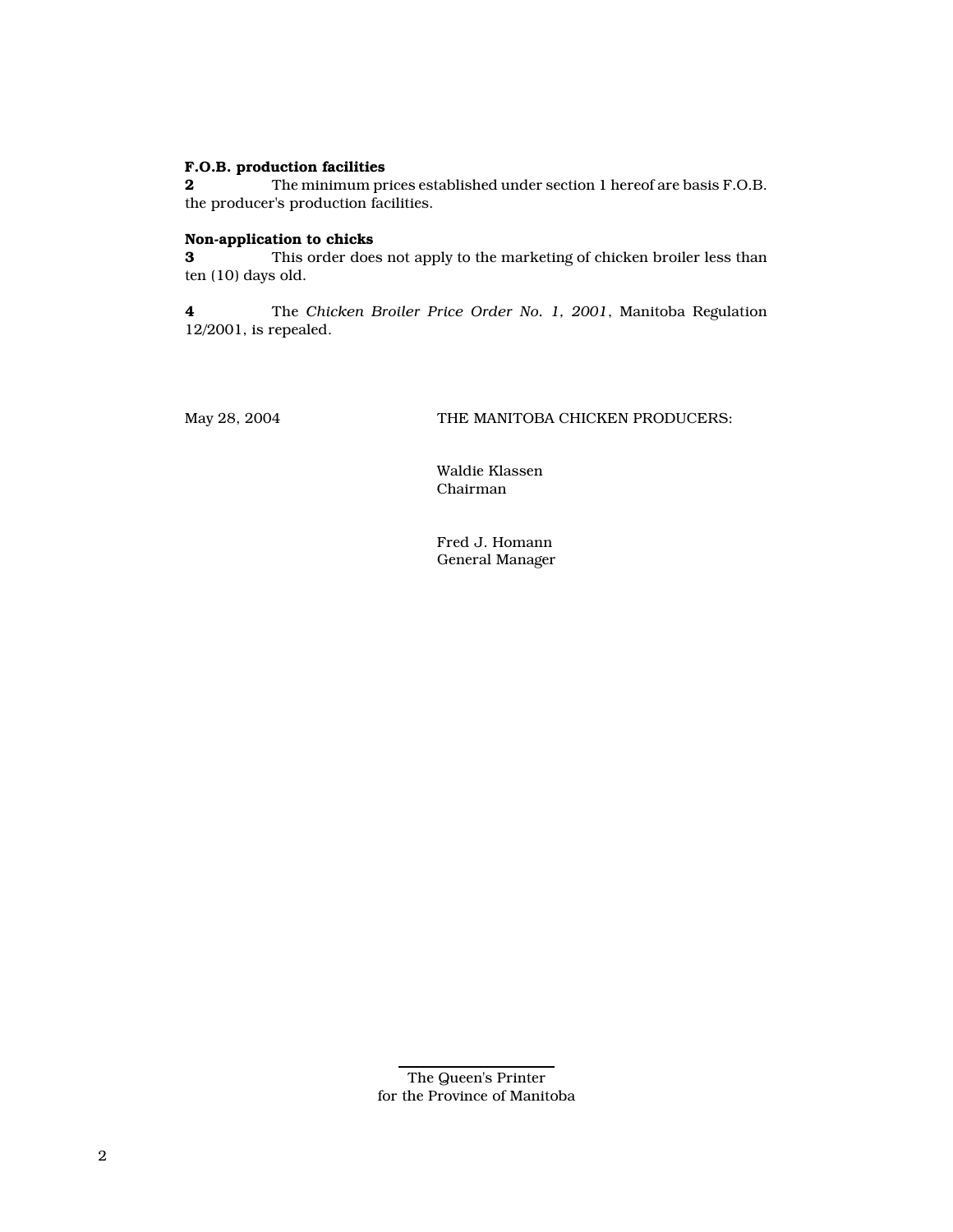**F.O.B. production facilities**
**2** The minimum prices established under section 1 hereof are basis F.O.B. the producer's production facilities.

**Non-application to chicks**
**3** This order does not apply to the marketing of chicken broiler less than ten (10) days old.

**4** The *Chicken Broiler Price Order No. 1, 2001*, Manitoba Regulation 12/2001, is repealed.

May 28, 2004

THE MANITOBA CHICKEN PRODUCERS:

Waldie Klassen
Chairman

Fred J. Homann
General Manager

The Queen's Printer
for the Province of Manitoba